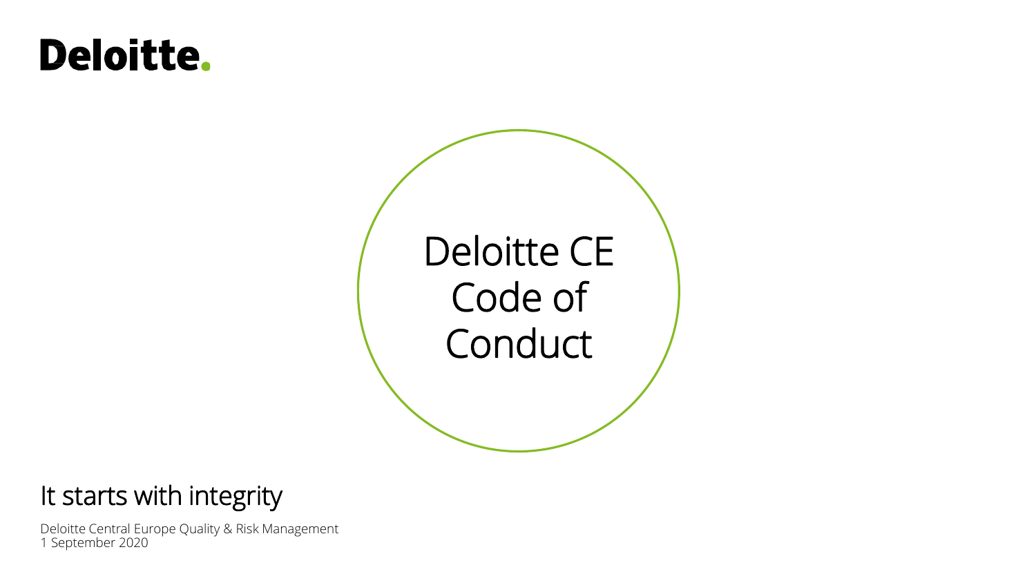Deloitte.

# Deloitte CE Code of Conduct

## It starts with integrity

Deloitte Central Europe Quality & Risk Management
1 September 2020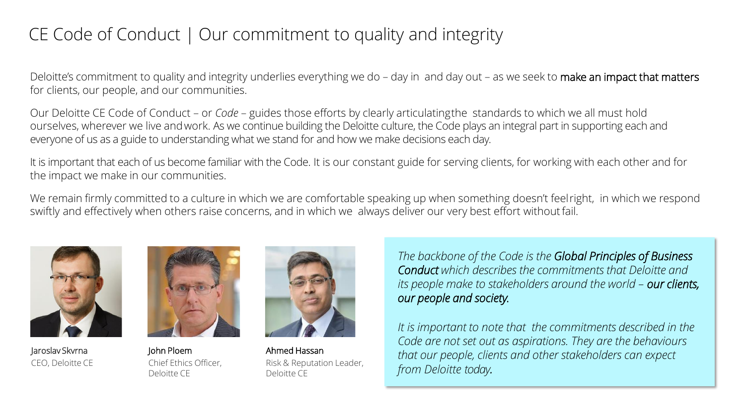# CE Code of Conduct | Our commitment to quality and integrity

Deloitte's commitment to quality and integrity underlies everything we do – day in and day out – as we seek to make an impact that matters for clients, our people, and our communities.

Our Deloitte CE Code of Conduct – or *Code* – guides those efforts by clearly articulating the standards to which we all must hold ourselves, wherever we live and work. As we continue building the Deloitte culture, the Code plays an integral part in supporting each and everyone of us as a guide to understanding what we stand for and how we make decisions each day.

It is important that each of us become familiar with the Code. It is our constant guide for serving clients, for working with each other and for the impact we make in our communities.

We remain firmly committed to a culture in which we are comfortable speaking up when something doesn't feel right, in which we respond swiftly and effectively when others raise concerns, and in which we always deliver our very best effort without fail.

Jaroslav Skvrna
CEO, Deloitte CE

John Ploem
Chief Ethics Officer, Deloitte CE

Ahmed Hassan
Risk & Reputation Leader, Deloitte CE

*The backbone of the Code is the* ***Global Principles of Business Conduct*** *which describes the commitments that Deloitte and its people make to stakeholders around the world –* ***our clients, our people and society.***

*It is important to note that the commitments described in the Code are not set out as aspirations. They are the behaviours that our people, clients and other stakeholders can expect from Deloitte today.*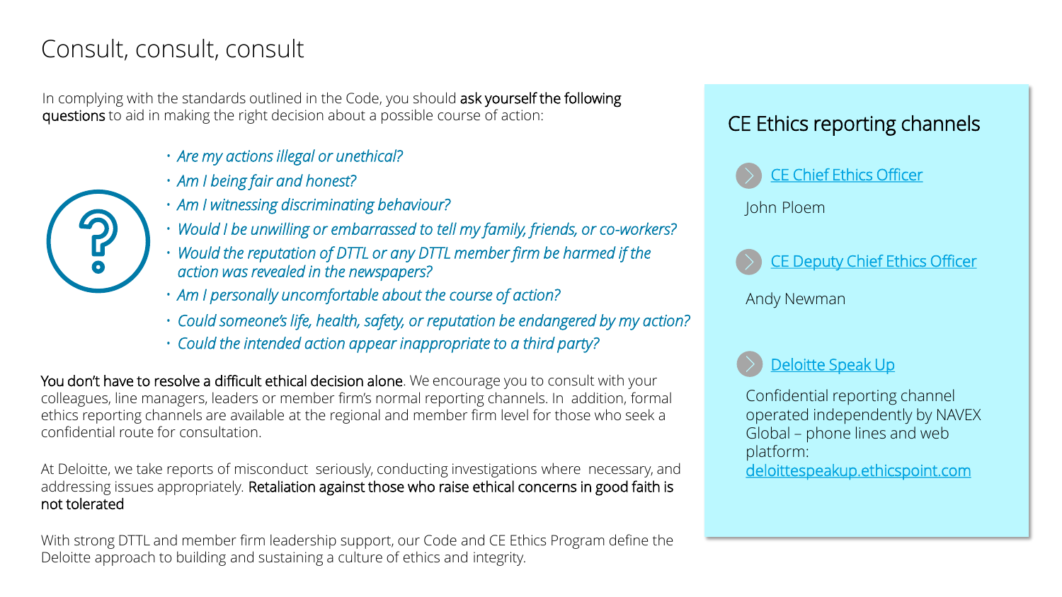# Consult, consult, consult

In complying with the standards outlined in the Code, you should **ask yourself the following questions** to aid in making the right decision about a possible course of action:

- *Are my actions illegal or unethical?*
- *Am I being fair and honest?*
- *Am I witnessing discriminating behaviour?*
- *Would I be unwilling or embarrassed to tell my family, friends, or co-workers?*
- *Would the reputation of DTTL or any DTTL member firm be harmed if the action was revealed in the newspapers?*
- *Am I personally uncomfortable about the course of action?*
- *Could someone's life, health, safety, or reputation be endangered by my action?*
- *Could the intended action appear inappropriate to a third party?*

**You don't have to resolve a difficult ethical decision alone**. We encourage you to consult with your colleagues, line managers, leaders or member firm's normal reporting channels. In addition, formal ethics reporting channels are available at the regional and member firm level for those who seek a confidential route for consultation.

At Deloitte, we take reports of misconduct seriously, conducting investigations where necessary, and addressing issues appropriately. **Retaliation against those who raise ethical concerns in good faith is not tolerated**

With strong DTTL and member firm leadership support, our Code and CE Ethics Program define the Deloitte approach to building and sustaining a culture of ethics and integrity.

## CE Ethics reporting channels

**CE Chief Ethics Officer**

John Ploem

**CE Deputy Chief Ethics Officer**

Andy Newman

**Deloitte Speak Up**

Confidential reporting channel operated independently by NAVEX Global – phone lines and web platform: deloittespeakup.ethicspoint.com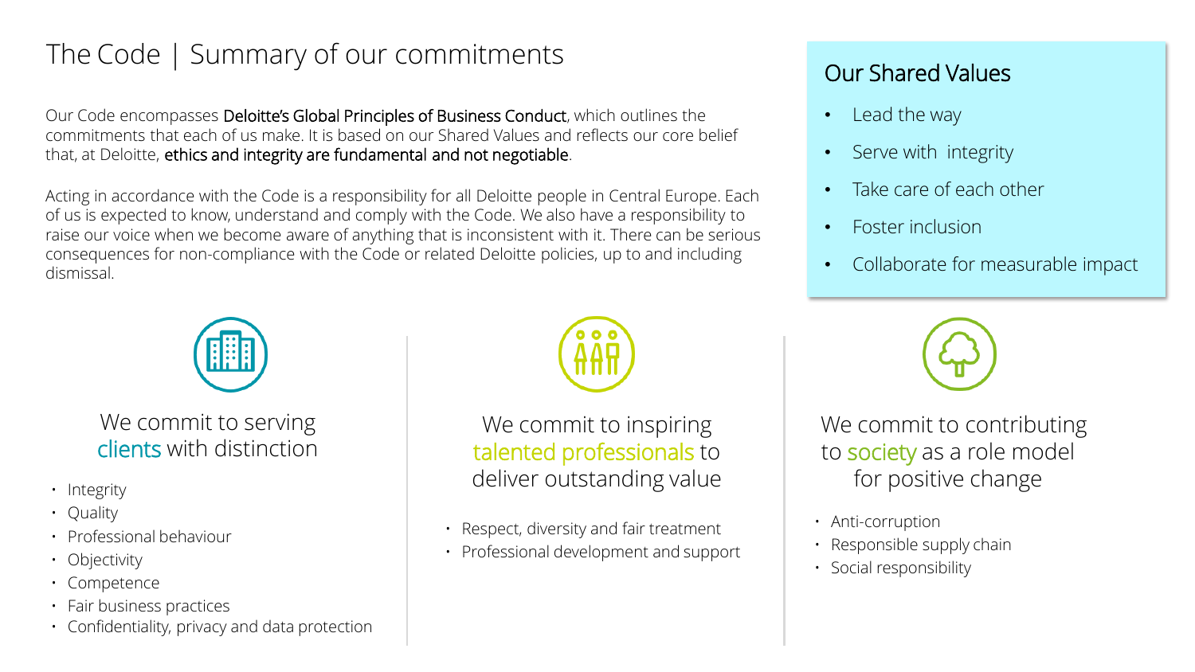# The Code | Summary of our commitments

Our Code encompasses **Deloitte's Global Principles of Business Conduct**, which outlines the commitments that each of us make. It is based on our Shared Values and reflects our core belief that, at Deloitte, **ethics and integrity are fundamental and not negotiable**.

Acting in accordance with the Code is a responsibility for all Deloitte people in Central Europe. Each of us is expected to know, understand and comply with the Code. We also have a responsibility to raise our voice when we become aware of anything that is inconsistent with it. There can be serious consequences for non-compliance with the Code or related Deloitte policies, up to and including dismissal.

## Our Shared Values

- Lead the way
- Serve with integrity
- Take care of each other
- Foster inclusion
- Collaborate for measurable impact

### We commit to serving clients with distinction

- Integrity
- Quality
- Professional behaviour
- Objectivity
- Competence
- Fair business practices
- Confidentiality, privacy and data protection

### We commit to inspiring talented professionals to deliver outstanding value

- Respect, diversity and fair treatment
- Professional development and support

### We commit to contributing to society as a role model for positive change

- Anti-corruption
- Responsible supply chain
- Social responsibility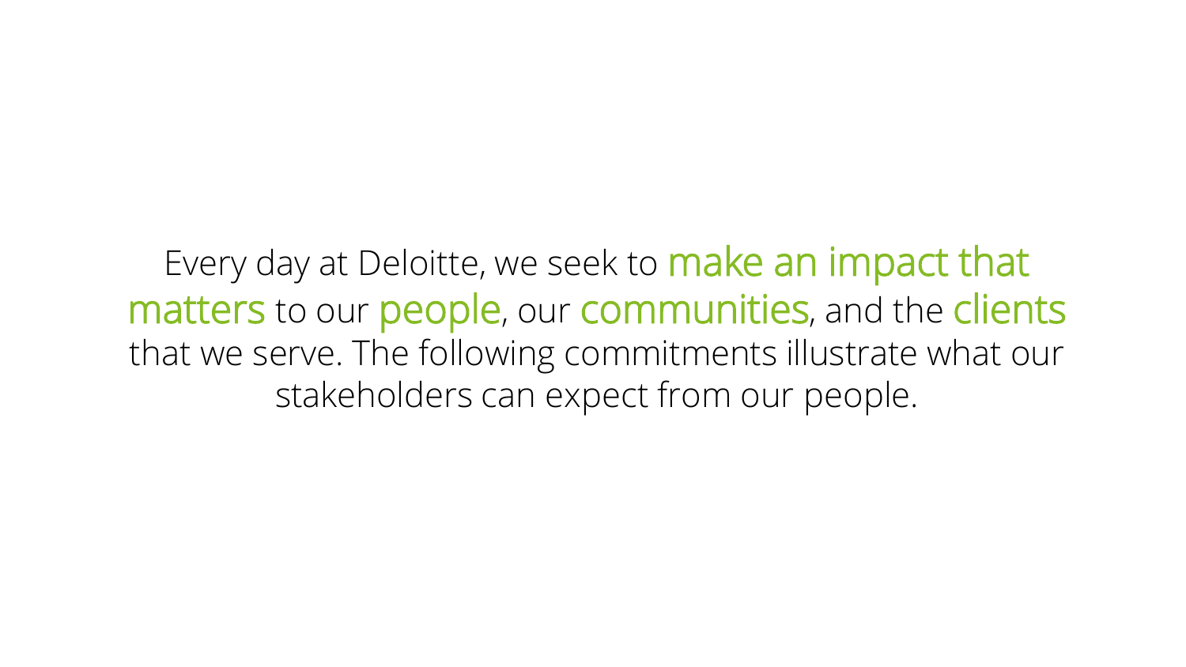Every day at Deloitte, we seek to make an impact that matters to our people, our communities, and the clients that we serve. The following commitments illustrate what our stakeholders can expect from our people.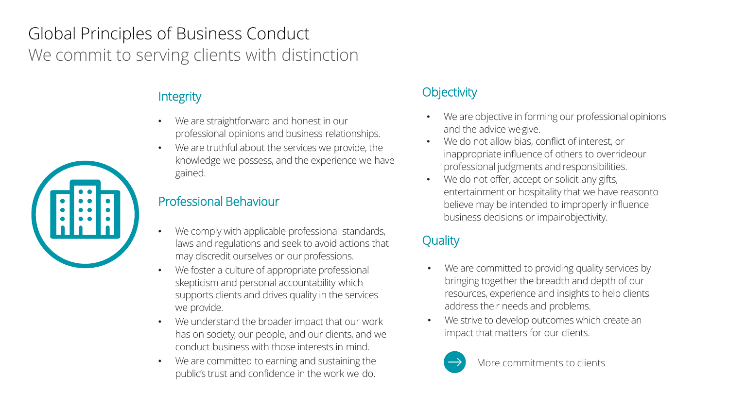# Global Principles of Business Conduct

## We commit to serving clients with distinction

### Integrity

- We are straightforward and honest in our professional opinions and business relationships.
- We are truthful about the services we provide, the knowledge we possess, and the experience we have gained.

### Professional Behaviour

- We comply with applicable professional standards, laws and regulations and seek to avoid actions that may discredit ourselves or our professions.
- We foster a culture of appropriate professional skepticism and personal accountability which supports clients and drives quality in the services we provide.
- We understand the broader impact that our work has on society, our people, and our clients, and we conduct business with those interests in mind.
- We are committed to earning and sustaining the public's trust and confidence in the work we do.

### Objectivity

- We are objective in forming our professional opinions and the advice we give.
- We do not allow bias, conflict of interest, or inappropriate influence of others to override our professional judgments and responsibilities.
- We do not offer, accept or solicit any gifts, entertainment or hospitality that we have reason to believe may be intended to improperly influence business decisions or impair objectivity.

### Quality

- We are committed to providing quality services by bringing together the breadth and depth of our resources, experience and insights to help clients address their needs and problems.
- We strive to develop outcomes which create an impact that matters for our clients.

→ More commitments to clients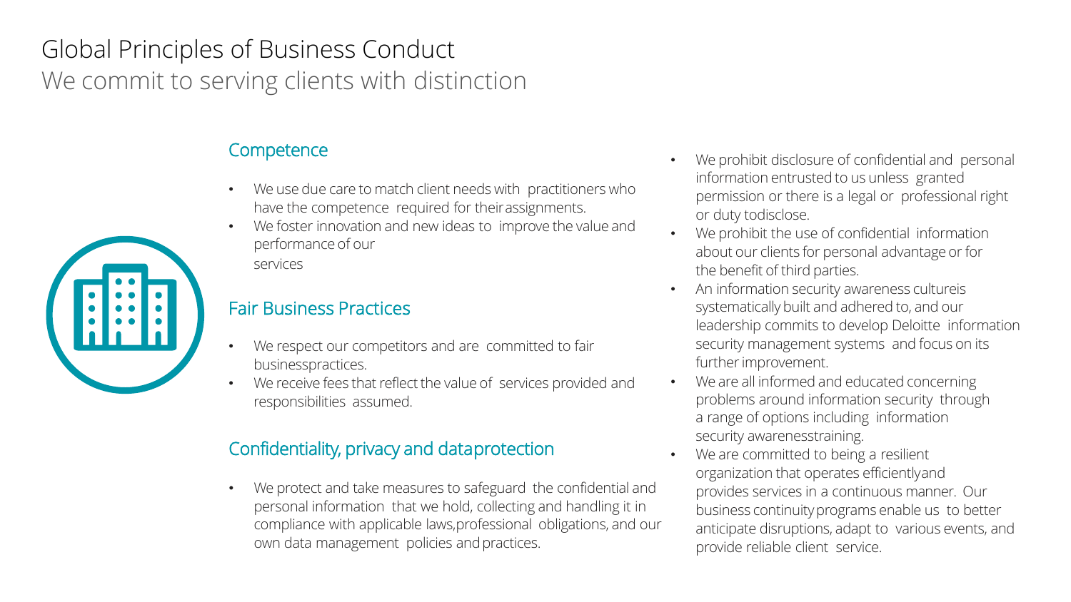# Global Principles of Business Conduct

## We commit to serving clients with distinction

### Competence

- We use due care to match client needs with practitioners who have the competence required for their assignments.
- We foster innovation and new ideas to improve the value and performance of our services

### Fair Business Practices

- We respect our competitors and are committed to fair business practices.
- We receive fees that reflect the value of services provided and responsibilities assumed.

### Confidentiality, privacy and data protection

- We protect and take measures to safeguard the confidential and personal information that we hold, collecting and handling it in compliance with applicable laws, professional obligations, and our own data management policies and practices.
- We prohibit disclosure of confidential and personal information entrusted to us unless granted permission or there is a legal or professional right or duty to disclose.
- We prohibit the use of confidential information about our clients for personal advantage or for the benefit of third parties.
- An information security awareness culture is systematically built and adhered to, and our leadership commits to develop Deloitte information security management systems and focus on its further improvement.
- We are all informed and educated concerning problems around information security through a range of options including information security awareness training.
- We are committed to being a resilient organization that operates efficiently and provides services in a continuous manner. Our business continuity programs enable us to better anticipate disruptions, adapt to various events, and provide reliable client service.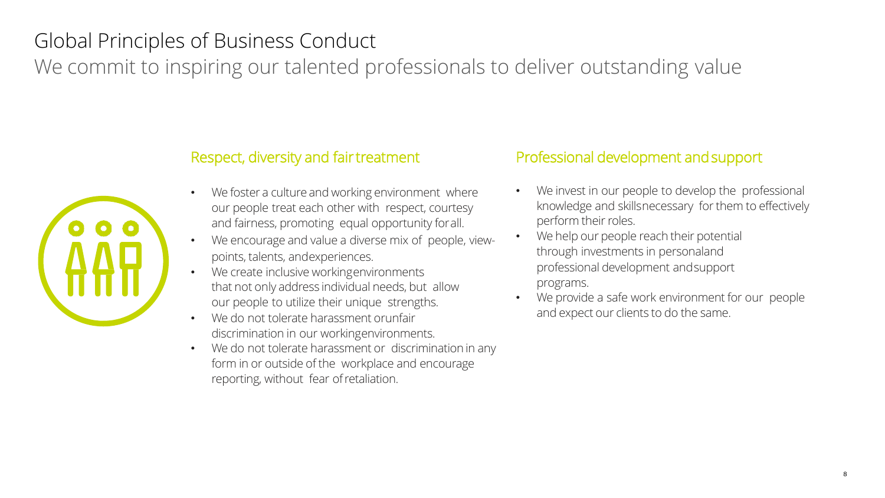# Global Principles of Business Conduct

We commit to inspiring our talented professionals to deliver outstanding value

## Respect, diversity and fair treatment

- We foster a culture and working environment where our people treat each other with respect, courtesy and fairness, promoting equal opportunity for all.
- We encourage and value a diverse mix of people, view-points, talents, and experiences.
- We create inclusive working environments that not only address individual needs, but allow our people to utilize their unique strengths.
- We do not tolerate harassment or unfair discrimination in our working environments.
- We do not tolerate harassment or discrimination in any form in or outside of the workplace and encourage reporting, without fear of retaliation.

## Professional development and support

- We invest in our people to develop the professional knowledge and skills necessary for them to effectively perform their roles.
- We help our people reach their potential through investments in personal and professional development and support programs.
- We provide a safe work environment for our people and expect our clients to do the same.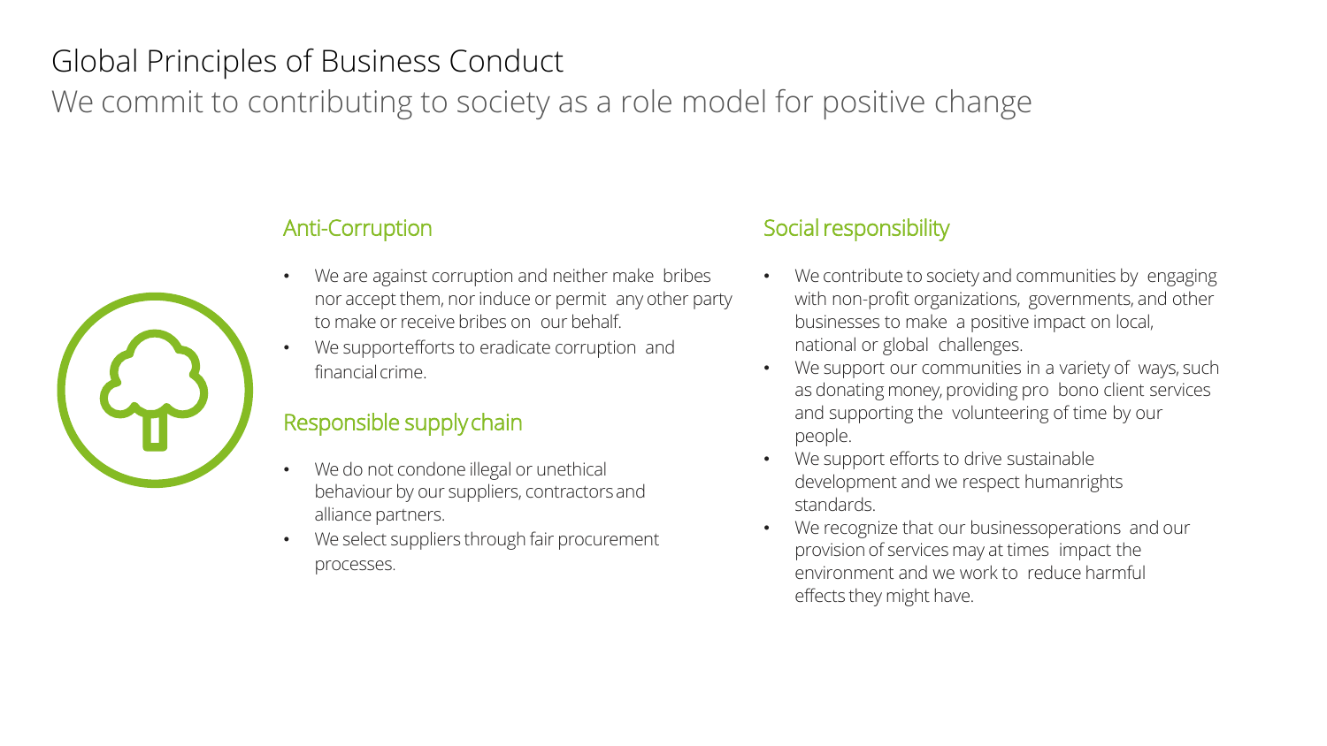# Global Principles of Business Conduct

We commit to contributing to society as a role model for positive change

## Anti-Corruption

- We are against corruption and neither make bribes nor accept them, nor induce or permit any other party to make or receive bribes on our behalf.
- We support efforts to eradicate corruption and financial crime.

## Responsible supply chain

- We do not condone illegal or unethical behaviour by our suppliers, contractors and alliance partners.
- We select suppliers through fair procurement processes.

## Social responsibility

- We contribute to society and communities by engaging with non-profit organizations, governments, and other businesses to make a positive impact on local, national or global challenges.
- We support our communities in a variety of ways, such as donating money, providing pro bono client services and supporting the volunteering of time by our people.
- We support efforts to drive sustainable development and we respect human rights standards.
- We recognize that our business operations and our provision of services may at times impact the environment and we work to reduce harmful effects they might have.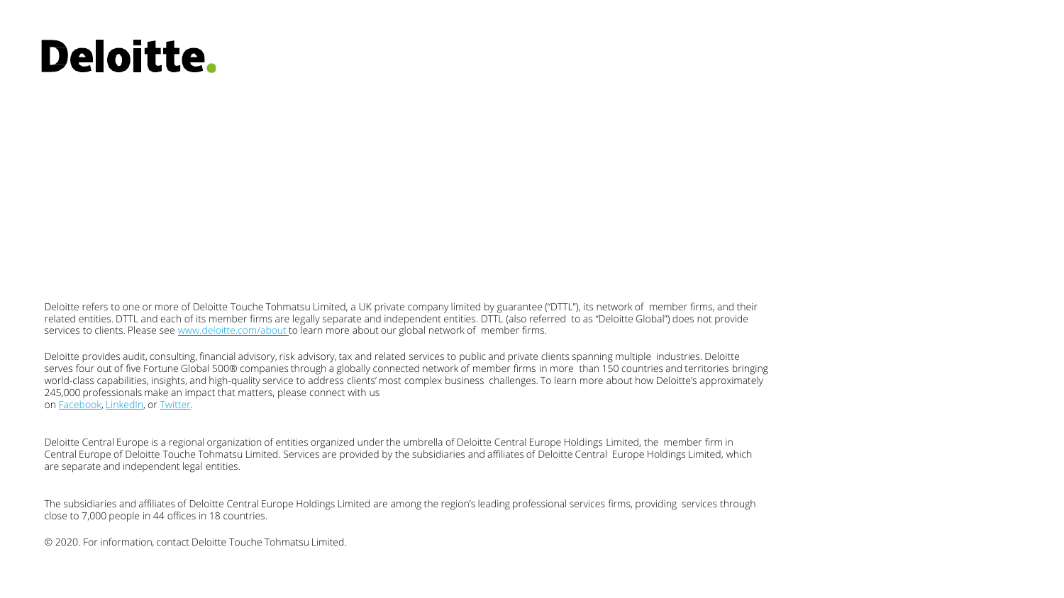# Deloitte.

Deloitte refers to one or more of Deloitte Touche Tohmatsu Limited, a UK private company limited by guarantee ("DTTL"), its network of member firms, and their related entities. DTTL and each of its member firms are legally separate and independent entities. DTTL (also referred to as "Deloitte Global") does not provide services to clients. Please see [www.deloitte.com/about](www.deloitte.com/about) to learn more about our global network of member firms.

Deloitte provides audit, consulting, financial advisory, risk advisory, tax and related services to public and private clients spanning multiple industries. Deloitte serves four out of five Fortune Global 500® companies through a globally connected network of member firms in more than 150 countries and territories bringing world-class capabilities, insights, and high-quality service to address clients' most complex business challenges. To learn more about how Deloitte's approximately 245,000 professionals make an impact that matters, please connect with us on Facebook, LinkedIn, or Twitter.

Deloitte Central Europe is a regional organization of entities organized under the umbrella of Deloitte Central Europe Holdings Limited, the member firm in Central Europe of Deloitte Touche Tohmatsu Limited. Services are provided by the subsidiaries and affiliates of Deloitte Central Europe Holdings Limited, which are separate and independent legal entities.

The subsidiaries and affiliates of Deloitte Central Europe Holdings Limited are among the region's leading professional services firms, providing services through close to 7,000 people in 44 offices in 18 countries.

© 2020. For information, contact Deloitte Touche Tohmatsu Limited.